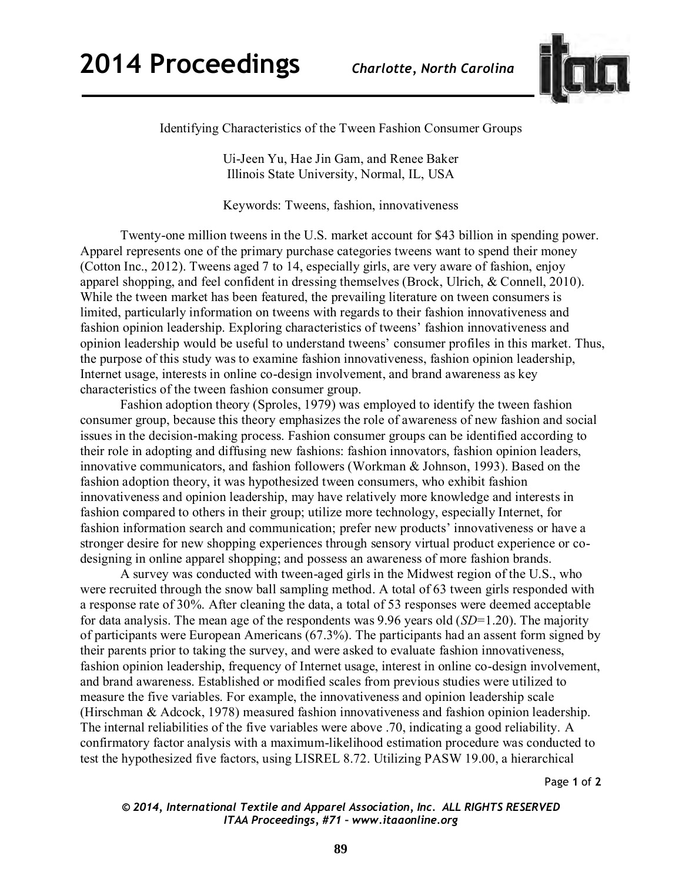# Identifying Characteristics of the Tween Fashion Consumer Groups

Ui-Jeen Yu, Hae Jin Gam, and Renee Baker
Illinois State University, Normal, IL, USA

Keywords: Tweens, fashion, innovativeness

Twenty-one million tweens in the U.S. market account for $43 billion in spending power. Apparel represents one of the primary purchase categories tweens want to spend their money (Cotton Inc., 2012). Tweens aged 7 to 14, especially girls, are very aware of fashion, enjoy apparel shopping, and feel confident in dressing themselves (Brock, Ulrich, & Connell, 2010). While the tween market has been featured, the prevailing literature on tween consumers is limited, particularly information on tweens with regards to their fashion innovativeness and fashion opinion leadership. Exploring characteristics of tweens' fashion innovativeness and opinion leadership would be useful to understand tweens' consumer profiles in this market. Thus, the purpose of this study was to examine fashion innovativeness, fashion opinion leadership, Internet usage, interests in online co-design involvement, and brand awareness as key characteristics of the tween fashion consumer group.

Fashion adoption theory (Sproles, 1979) was employed to identify the tween fashion consumer group, because this theory emphasizes the role of awareness of new fashion and social issues in the decision-making process. Fashion consumer groups can be identified according to their role in adopting and diffusing new fashions: fashion innovators, fashion opinion leaders, innovative communicators, and fashion followers (Workman & Johnson, 1993). Based on the fashion adoption theory, it was hypothesized tween consumers, who exhibit fashion innovativeness and opinion leadership, may have relatively more knowledge and interests in fashion compared to others in their group; utilize more technology, especially Internet, for fashion information search and communication; prefer new products' innovativeness or have a stronger desire for new shopping experiences through sensory virtual product experience or co-designing in online apparel shopping; and possess an awareness of more fashion brands.

A survey was conducted with tween-aged girls in the Midwest region of the U.S., who were recruited through the snow ball sampling method. A total of 63 tween girls responded with a response rate of 30%. After cleaning the data, a total of 53 responses were deemed acceptable for data analysis. The mean age of the respondents was 9.96 years old (*SD*=1.20). The majority of participants were European Americans (67.3%). The participants had an assent form signed by their parents prior to taking the survey, and were asked to evaluate fashion innovativeness, fashion opinion leadership, frequency of Internet usage, interest in online co-design involvement, and brand awareness. Established or modified scales from previous studies were utilized to measure the five variables. For example, the innovativeness and opinion leadership scale (Hirschman & Adcock, 1978) measured fashion innovativeness and fashion opinion leadership. The internal reliabilities of the five variables were above .70, indicating a good reliability. A confirmatory factor analysis with a maximum-likelihood estimation procedure was conducted to test the hypothesized five factors, using LISREL 8.72. Utilizing PASW 19.00, a hierarchical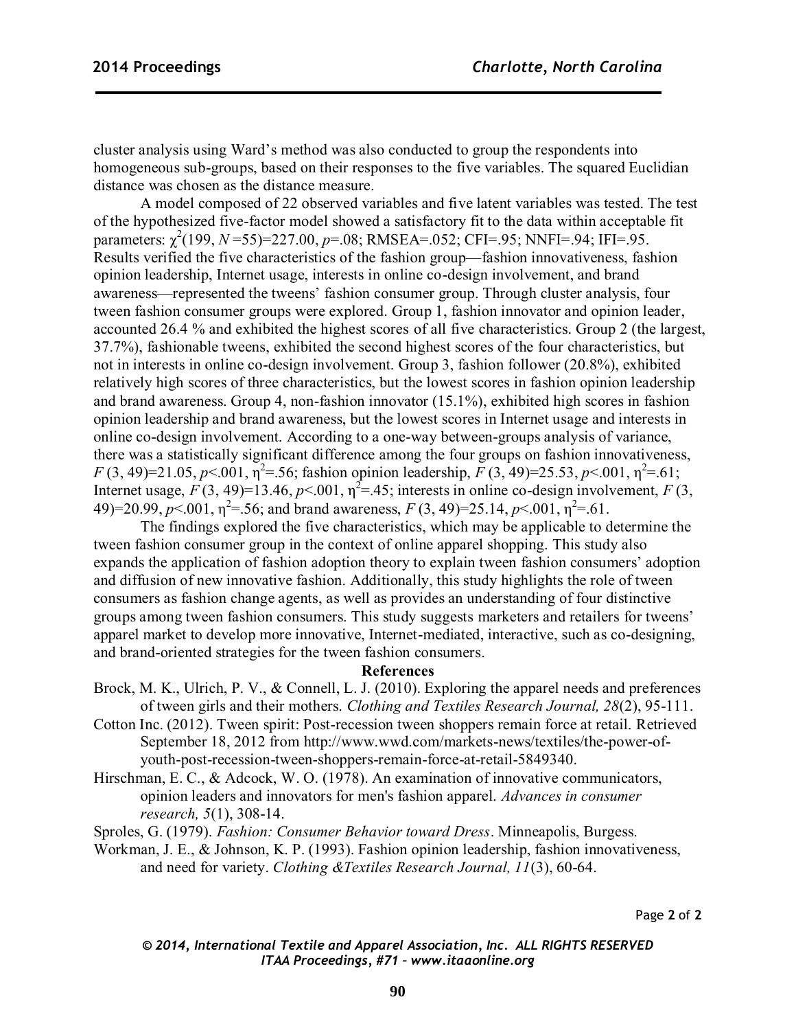cluster analysis using Ward's method was also conducted to group the respondents into homogeneous sub-groups, based on their responses to the five variables. The squared Euclidian distance was chosen as the distance measure.

A model composed of 22 observed variables and five latent variables was tested. The test of the hypothesized five-factor model showed a satisfactory fit to the data within acceptable fit parameters: $\chi^2(199, N = 55) = 227.00$, $p = .08$; RMSEA=.052; CFI=.95; NNFI=.94; IFI=.95. Results verified the five characteristics of the fashion group—fashion innovativeness, fashion opinion leadership, Internet usage, interests in online co-design involvement, and brand awareness—represented the tweens' fashion consumer group. Through cluster analysis, four tween fashion consumer groups were explored. Group 1, fashion innovator and opinion leader, accounted 26.4 % and exhibited the highest scores of all five characteristics. Group 2 (the largest, 37.7%), fashionable tweens, exhibited the second highest scores of the four characteristics, but not in interests in online co-design involvement. Group 3, fashion follower (20.8%), exhibited relatively high scores of three characteristics, but the lowest scores in fashion opinion leadership and brand awareness. Group 4, non-fashion innovator (15.1%), exhibited high scores in fashion opinion leadership and brand awareness, but the lowest scores in Internet usage and interests in online co-design involvement. According to a one-way between-groups analysis of variance, there was a statistically significant difference among the four groups on fashion innovativeness, $F(3, 49) = 21.05$, $p < .001$, $\eta^2 = .56$; fashion opinion leadership, $F(3, 49) = 25.53$, $p < .001$, $\eta^2 = .61$; Internet usage, $F(3, 49) = 13.46$, $p < .001$, $\eta^2 = .45$; interests in online co-design involvement, $F(3, 49) = 20.99$, $p < .001$, $\eta^2 = .56$; and brand awareness, $F(3, 49) = 25.14$, $p < .001$, $\eta^2 = .61$.

The findings explored the five characteristics, which may be applicable to determine the tween fashion consumer group in the context of online apparel shopping. This study also expands the application of fashion adoption theory to explain tween fashion consumers' adoption and diffusion of new innovative fashion. Additionally, this study highlights the role of tween consumers as fashion change agents, as well as provides an understanding of four distinctive groups among tween fashion consumers. This study suggests marketers and retailers for tweens' apparel market to develop more innovative, Internet-mediated, interactive, such as co-designing, and brand-oriented strategies for the tween fashion consumers.

**References**

Brock, M. K., Ulrich, P. V., & Connell, L. J. (2010). Exploring the apparel needs and preferences of tween girls and their mothers. *Clothing and Textiles Research Journal, 28*(2), 95-111.

Cotton Inc. (2012). Tween spirit: Post-recession tween shoppers remain force at retail. Retrieved September 18, 2012 from http://www.wwd.com/markets-news/textiles/the-power-of-youth-post-recession-tween-shoppers-remain-force-at-retail-5849340.

Hirschman, E. C., & Adcock, W. O. (1978). An examination of innovative communicators, opinion leaders and innovators for men's fashion apparel. *Advances in consumer research, 5*(1), 308-14.

Sproles, G. (1979). *Fashion: Consumer Behavior toward Dress*. Minneapolis, Burgess.

Workman, J. E., & Johnson, K. P. (1993). Fashion opinion leadership, fashion innovativeness, and need for variety. *Clothing &Textiles Research Journal, 11*(3), 60-64.